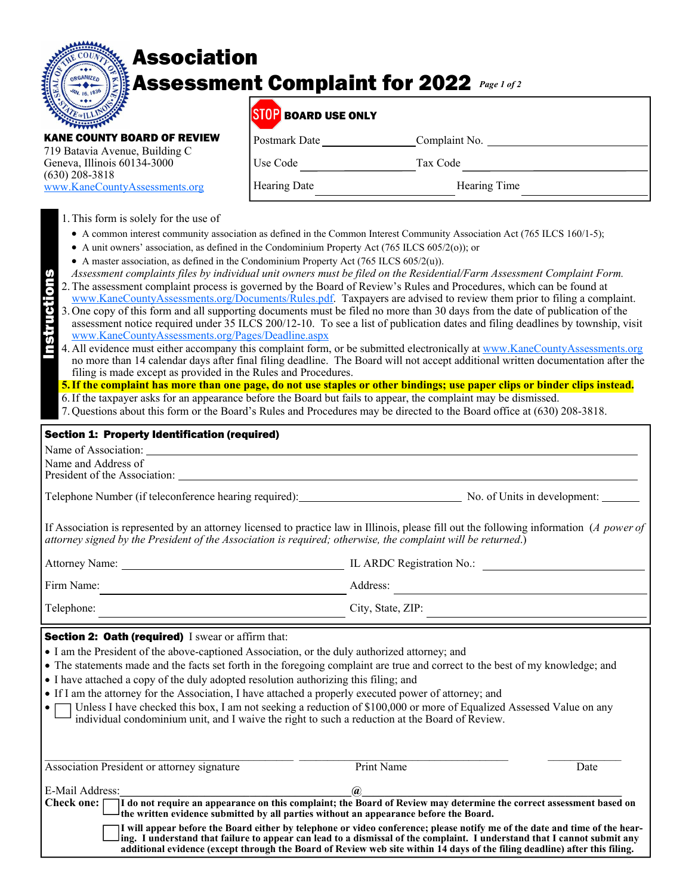# Association Assessment Complaint for 2022

**KANE COUNTY BOARD OF REVIEW**
719 Batavia Avenue, Building C
Geneva, Illinois 60134-3000
(630) 208-3818
www.KaneCountyAssessments.org

**STOP BOARD USE ONLY**

| | | | |
|---|---|---|---|
| Postmark Date | | Complaint No. | |
| Use Code | | Tax Code | |
| Hearing Date | | Hearing Time | |

## Instructions

1. This form is solely for the use of
   - A common interest community association as defined in the Common Interest Community Association Act (765 ILCS 160/1-5);
   - A unit owners' association, as defined in the Condominium Property Act (765 ILCS 605/2(o)); or
   - A master association, as defined in the Condominium Property Act (765 ILCS 605/2(u)).

   *Assessment complaints files by individual unit owners must be filed on the Residential/Farm Assessment Complaint Form.*
2. The assessment complaint process is governed by the Board of Review's Rules and Procedures, which can be found at www.KaneCountyAssessments.org/Documents/Rules.pdf. Taxpayers are advised to review them prior to filing a complaint.
3. One copy of this form and all supporting documents must be filed no more than 30 days from the date of publication of the assessment notice required under 35 ILCS 200/12-10. To see a list of publication dates and filing deadlines by township, visit www.KaneCountyAssessments.org/Pages/Deadline.aspx
4. All evidence must either accompany this complaint form, or be submitted electronically at www.KaneCountyAssessments.org no more than 14 calendar days after final filing deadline. The Board will not accept additional written documentation after the filing is made except as provided in the Rules and Procedures.
5. **If the complaint has more than one page, do not use staples or other bindings; use paper clips or binder clips instead.**
6. If the taxpayer asks for an appearance before the Board but fails to appear, the complaint may be dismissed.
7. Questions about this form or the Board's Rules and Procedures may be directed to the Board office at (630) 208-3818.

## Section 1: Property Identification (required)

Name of Association: ______________________________

Name and Address of President of the Association: ______________________________

Telephone Number (if teleconference hearing required): ____________ No. of Units in development: ______

If Association is represented by an attorney licensed to practice law in Illinois, please fill out the following information (*A power of attorney signed by the President of the Association is required; otherwise, the complaint will be returned.*)

Attorney Name: ______________ IL ARDC Registration No.: ______________

Firm Name: ______________ Address: ______________

Telephone: ______________ City, State, ZIP: ______________

## Section 2: Oath (required)

I swear or affirm that:

- I am the President of the above-captioned Association, or the duly authorized attorney; and
- The statements made and the facts set forth in the foregoing complaint are true and correct to the best of my knowledge; and
- I have attached a copy of the duly adopted resolution authorizing this filing; and
- If I am the attorney for the Association, I have attached a properly executed power of attorney; and
- ☐ Unless I have checked this box, I am not seeking a reduction of $100,000 or more of Equalized Assessed Value on any individual condominium unit, and I waive the right to such a reduction at the Board of Review.

______________________ ______________________ ____________
Association President or attorney signature | Print Name | Date

E-Mail Address: ______________ @ ______________

**Check one:**

☐ **I do not require an appearance on this complaint; the Board of Review may determine the correct assessment based on the written evidence submitted by all parties without an appearance before the Board.**

☐ **I will appear before the Board either by telephone or video conference; please notify me of the date and time of the hearing. I understand that failure to appear can lead to a dismissal of the complaint. I understand that I cannot submit any additional evidence (except through the Board of Review web site within 14 days of the filing deadline) after this filing.**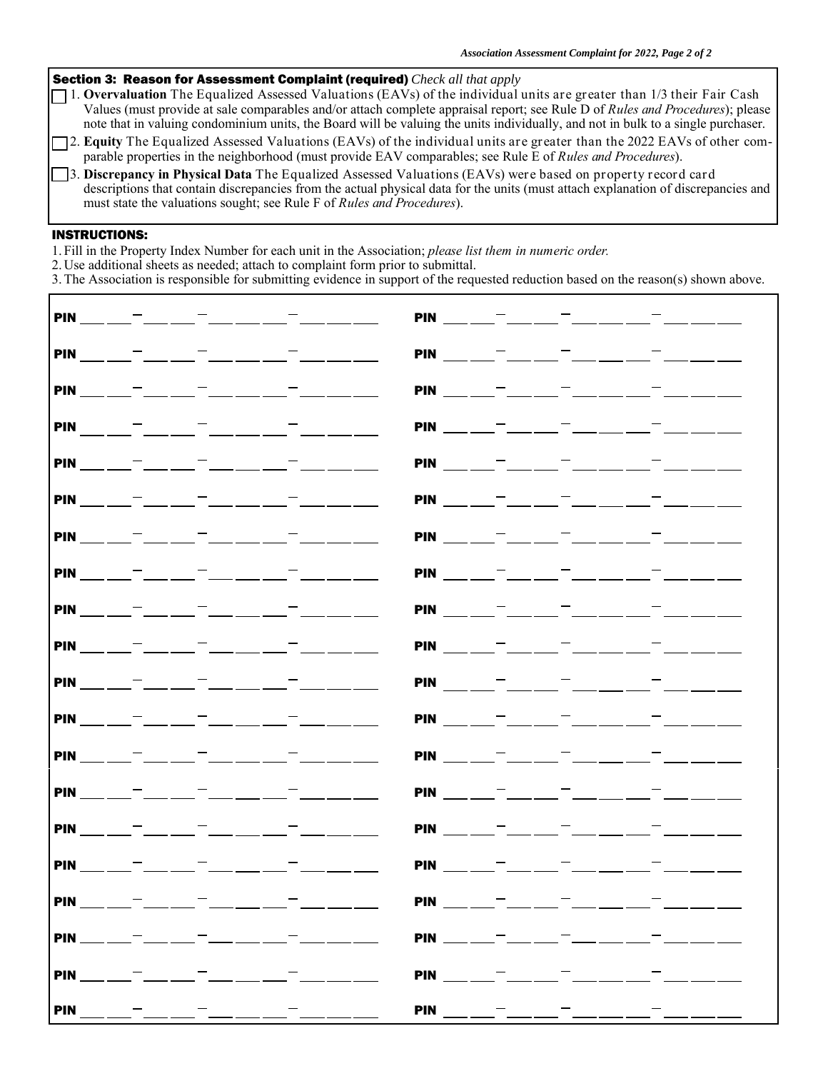**Section 3: Reason for Assessment Complaint (required)** *Check all that apply*

- ☐ 1. **Overvaluation** The Equalized Assessed Valuations (EAVs) of the individual units are greater than 1/3 their Fair Cash Values (must provide at sale comparables and/or attach complete appraisal report; see Rule D of *Rules and Procedures*); please note that in valuing condominium units, the Board will be valuing the units individually, and not in bulk to a single purchaser.
- ☐ 2. **Equity** The Equalized Assessed Valuations (EAVs) of the individual units are greater than the 2022 EAVs of other comparable properties in the neighborhood (must provide EAV comparables; see Rule E of *Rules and Procedures*).
- ☐ 3. **Discrepancy in Physical Data** The Equalized Assessed Valuations (EAVs) were based on property record card descriptions that contain discrepancies from the actual physical data for the units (must attach explanation of discrepancies and must state the valuations sought; see Rule F of *Rules and Procedures*).

**INSTRUCTIONS:**

1. Fill in the Property Index Number for each unit in the Association; *please list them in numeric order.*
2. Use additional sheets as needed; attach to complaint form prior to submittal.
3. The Association is responsible for submitting evidence in support of the requested reduction based on the reason(s) shown above.

| | |
|---|---|
| PIN \_\_ \_\_ – \_\_ \_\_ – \_\_ \_\_ \_\_ – \_\_ \_\_ \_\_ | PIN \_\_ \_\_ – \_\_ \_\_ – \_\_ \_\_ \_\_ – \_\_ \_\_ \_\_ |
| PIN \_\_ \_\_ – \_\_ \_\_ – \_\_ \_\_ \_\_ – \_\_ \_\_ \_\_ | PIN \_\_ \_\_ – \_\_ \_\_ – \_\_ \_\_ \_\_ – \_\_ \_\_ \_\_ |
| PIN \_\_ \_\_ – \_\_ \_\_ – \_\_ \_\_ \_\_ – \_\_ \_\_ \_\_ | PIN \_\_ \_\_ – \_\_ \_\_ – \_\_ \_\_ \_\_ – \_\_ \_\_ \_\_ |
| PIN \_\_ \_\_ – \_\_ \_\_ – \_\_ \_\_ \_\_ – \_\_ \_\_ \_\_ | PIN \_\_ \_\_ – \_\_ \_\_ – \_\_ \_\_ \_\_ – \_\_ \_\_ \_\_ |
| PIN \_\_ \_\_ – \_\_ \_\_ – \_\_ \_\_ \_\_ – \_\_ \_\_ \_\_ | PIN \_\_ \_\_ – \_\_ \_\_ – \_\_ \_\_ \_\_ – \_\_ \_\_ \_\_ |
| PIN \_\_ \_\_ – \_\_ \_\_ – \_\_ \_\_ \_\_ – \_\_ \_\_ \_\_ | PIN \_\_ \_\_ – \_\_ \_\_ – \_\_ \_\_ \_\_ – \_\_ \_\_ \_\_ |
| PIN \_\_ \_\_ – \_\_ \_\_ – \_\_ \_\_ \_\_ – \_\_ \_\_ \_\_ | PIN \_\_ \_\_ – \_\_ \_\_ – \_\_ \_\_ \_\_ – \_\_ \_\_ \_\_ |
| PIN \_\_ \_\_ – \_\_ \_\_ – \_\_ \_\_ \_\_ – \_\_ \_\_ \_\_ | PIN \_\_ \_\_ – \_\_ \_\_ – \_\_ \_\_ \_\_ – \_\_ \_\_ \_\_ |
| PIN \_\_ \_\_ – \_\_ \_\_ – \_\_ \_\_ \_\_ – \_\_ \_\_ \_\_ | PIN \_\_ \_\_ – \_\_ \_\_ – \_\_ \_\_ \_\_ – \_\_ \_\_ \_\_ |
| PIN \_\_ \_\_ – \_\_ \_\_ – \_\_ \_\_ \_\_ – \_\_ \_\_ \_\_ | PIN \_\_ \_\_ – \_\_ \_\_ – \_\_ \_\_ \_\_ – \_\_ \_\_ \_\_ |
| PIN \_\_ \_\_ – \_\_ \_\_ – \_\_ \_\_ \_\_ – \_\_ \_\_ \_\_ | PIN \_\_ \_\_ – \_\_ \_\_ – \_\_ \_\_ \_\_ – \_\_ \_\_ \_\_ |
| PIN \_\_ \_\_ – \_\_ \_\_ – \_\_ \_\_ \_\_ – \_\_ \_\_ \_\_ | PIN \_\_ \_\_ – \_\_ \_\_ – \_\_ \_\_ \_\_ – \_\_ \_\_ \_\_ |
| PIN \_\_ \_\_ – \_\_ \_\_ – \_\_ \_\_ \_\_ – \_\_ \_\_ \_\_ | PIN \_\_ \_\_ – \_\_ \_\_ – \_\_ \_\_ \_\_ – \_\_ \_\_ \_\_ |
| PIN \_\_ \_\_ – \_\_ \_\_ – \_\_ \_\_ \_\_ – \_\_ \_\_ \_\_ | PIN \_\_ \_\_ – \_\_ \_\_ – \_\_ \_\_ \_\_ – \_\_ \_\_ \_\_ |
| PIN \_\_ \_\_ – \_\_ \_\_ – \_\_ \_\_ \_\_ – \_\_ \_\_ \_\_ | PIN \_\_ \_\_ – \_\_ \_\_ – \_\_ \_\_ \_\_ – \_\_ \_\_ \_\_ |
| PIN \_\_ \_\_ – \_\_ \_\_ – \_\_ \_\_ \_\_ – \_\_ \_\_ \_\_ | PIN \_\_ \_\_ – \_\_ \_\_ – \_\_ \_\_ \_\_ – \_\_ \_\_ \_\_ |
| PIN \_\_ \_\_ – \_\_ \_\_ – \_\_ \_\_ \_\_ – \_\_ \_\_ \_\_ | PIN \_\_ \_\_ – \_\_ \_\_ – \_\_ \_\_ \_\_ – \_\_ \_\_ \_\_ |
| PIN \_\_ \_\_ – \_\_ \_\_ – \_\_ \_\_ \_\_ – \_\_ \_\_ \_\_ | PIN \_\_ \_\_ – \_\_ \_\_ – \_\_ \_\_ \_\_ – \_\_ \_\_ \_\_ |
| PIN \_\_ \_\_ – \_\_ \_\_ – \_\_ \_\_ \_\_ – \_\_ \_\_ \_\_ | PIN \_\_ \_\_ – \_\_ \_\_ – \_\_ \_\_ \_\_ – \_\_ \_\_ \_\_ |
| PIN \_\_ \_\_ – \_\_ \_\_ – \_\_ \_\_ \_\_ – \_\_ \_\_ \_\_ | PIN \_\_ \_\_ – \_\_ \_\_ – \_\_ \_\_ \_\_ – \_\_ \_\_ \_\_ |